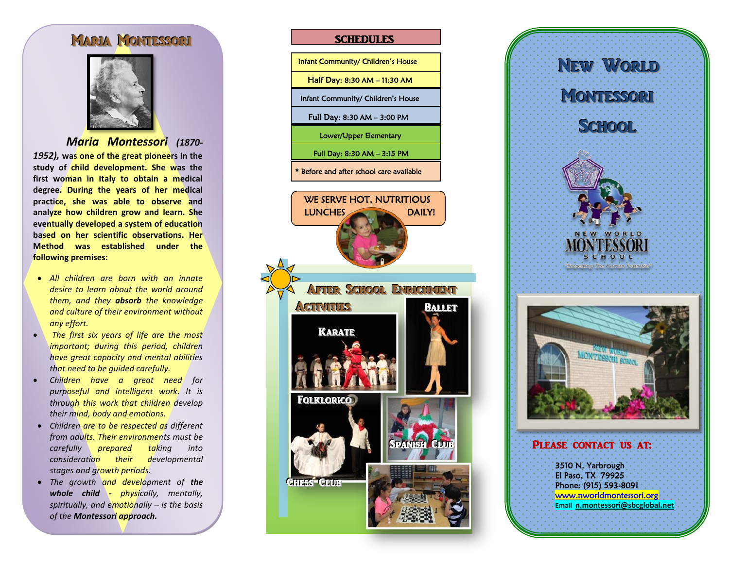# Maria Montessori

***Maria Montessori** (1870-1952),* **was one of the great pioneers in the study of child development. She was the first woman in Italy to obtain a medical degree. During the years of her medical practice, she was able to observe and analyze how children grow and learn. She eventually developed a system of education based on her scientific observations. Her Method was established under the following premises:**

- *All children are born with an innate desire to learn about the world around them, and they **absorb** the knowledge and culture of their environment without any effort.*
- *The first six years of life are the most important; during this period, children have great capacity and mental abilities that need to be guided carefully.*
- *Children have a great need for purposeful and intelligent work. It is through this work that children develop their mind, body and emotions.*
- *Children are to be respected as different from adults. Their environments must be carefully prepared taking into consideration their developmental stages and growth periods.*
- *The growth and development of **the whole child** - physically, mentally, spiritually, and emotionally – is the basis of the **Montessori approach.***

## SCHEDULES

| Program | Schedule |
|---|---|
| Infant Community/ Children's House | Half Day: 8:30 AM – 11:30 AM |
| Infant Community/ Children's House | Full Day: 8:30 AM – 3:00 PM |
| Lower/Upper Elementary | Full Day: 8:30 AM – 3:15 PM |

\* Before and after school care available

WE SERVE HOT, NUTRITIOUS LUNCHES DAILY!

## After School Enrichment Activities

- Karate
- Ballet
- Folklorico
- Spanish Club
- Chess Club

# New World Montessori School

NEW WORLD MONTESSORI SCHOOL

"Educating The Human Potential"

## Please contact us at:

3510 N. Yarbrough
El Paso, TX 79925
Phone: (915) 593-8091
www.nworldmontessori.org
Email n.montessori@sbcglobal.net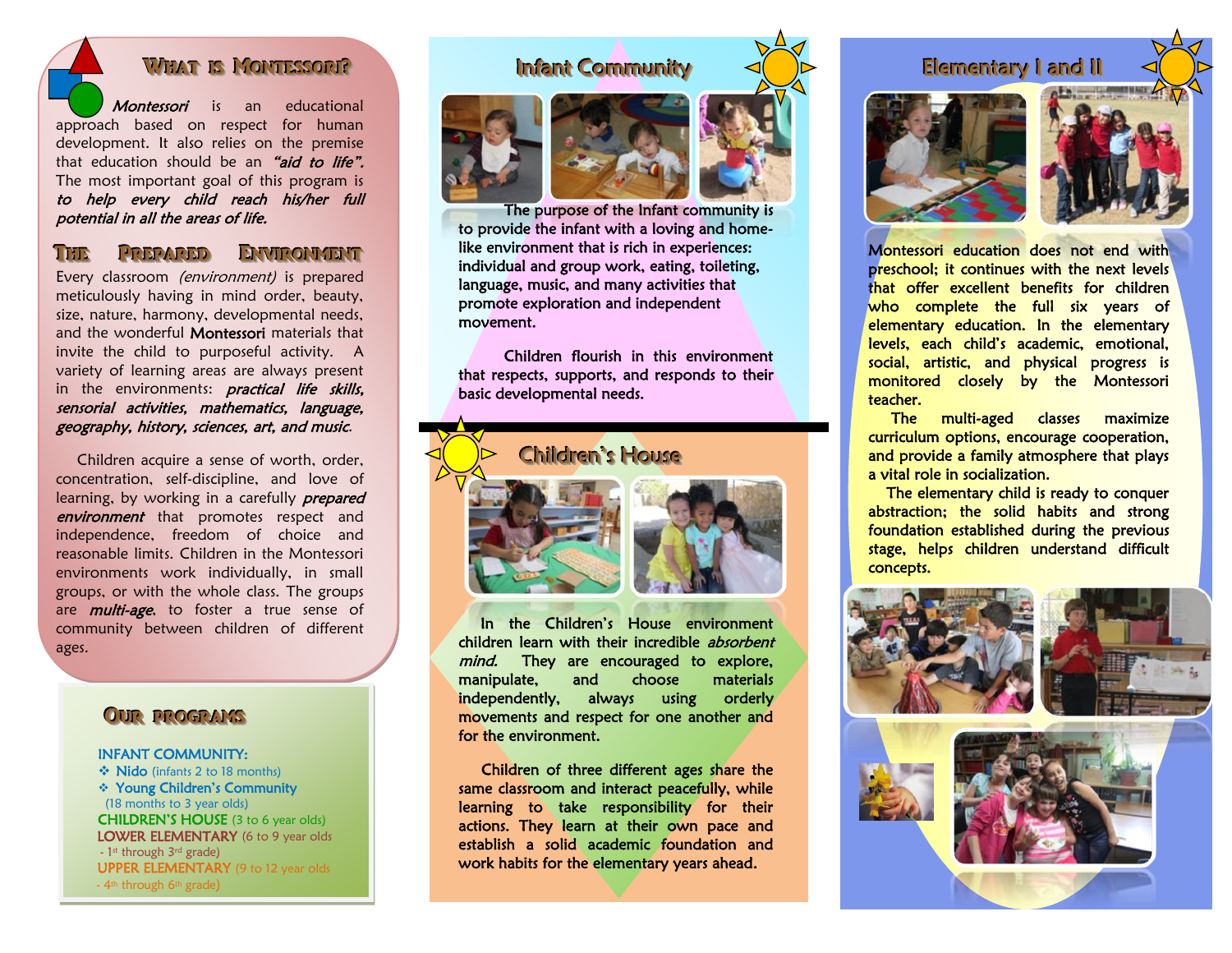## What is Montessori?

*Montessori* is an educational approach based on respect for human development. It also relies on the premise that education should be an ***"aid to life"***. The most important goal of this program is ***to help every child reach his/her full potential in all the areas of life.***

## The Prepared Environment

Every classroom *(environment)* is prepared meticulously having in mind order, beauty, size, nature, harmony, developmental needs, and the wonderful **Montessori** materials that invite the child to purposeful activity. A variety of learning areas are always present in the environments: ***practical life skills, sensorial activities, mathematics, language, geography, history, sciences, art, and music.***

Children acquire a sense of worth, order, concentration, self-discipline, and love of learning, by working in a carefully ***prepared environment*** that promotes respect and independence, freedom of choice and reasonable limits. Children in the Montessori environments work individually, in small groups, or with the whole class. The groups are ***multi-age***, to foster a true sense of community between children of different ages.

## Our Programs

INFANT COMMUNITY:
- Nido (infants 2 to 18 months)
- Young Children's Community (18 months to 3 year olds)

CHILDREN'S HOUSE (3 to 6 year olds)

LOWER ELEMENTARY (6 to 9 year olds - 1st through 3rd grade)

UPPER ELEMENTARY (9 to 12 year olds - 4th through 6th grade)

## Infant Community

The purpose of the Infant community is to provide the infant with a loving and home-like environment that is rich in experiences: individual and group work, eating, toileting, language, music, and many activities that promote exploration and independent movement.

Children flourish in this environment that respects, supports, and responds to their basic developmental needs.

## Children's House

In the Children's House environment children learn with their incredible *absorbent mind*. They are encouraged to explore, manipulate, and choose materials independently, always using orderly movements and respect for one another and for the environment.

Children of three different ages share the same classroom and interact peacefully, while learning to take responsibility for their actions. They learn at their own pace and establish a solid academic foundation and work habits for the elementary years ahead.

## Elementary I and II

Montessori education does not end with preschool; it continues with the next levels that offer excellent benefits for children who complete the full six years of elementary education. In the elementary levels, each child's academic, emotional, social, artistic, and physical progress is monitored closely by the Montessori teacher.

The multi-aged classes maximize curriculum options, encourage cooperation, and provide a family atmosphere that plays a vital role in socialization.

The elementary child is ready to conquer abstraction; the solid habits and strong foundation established during the previous stage, helps children understand difficult concepts.